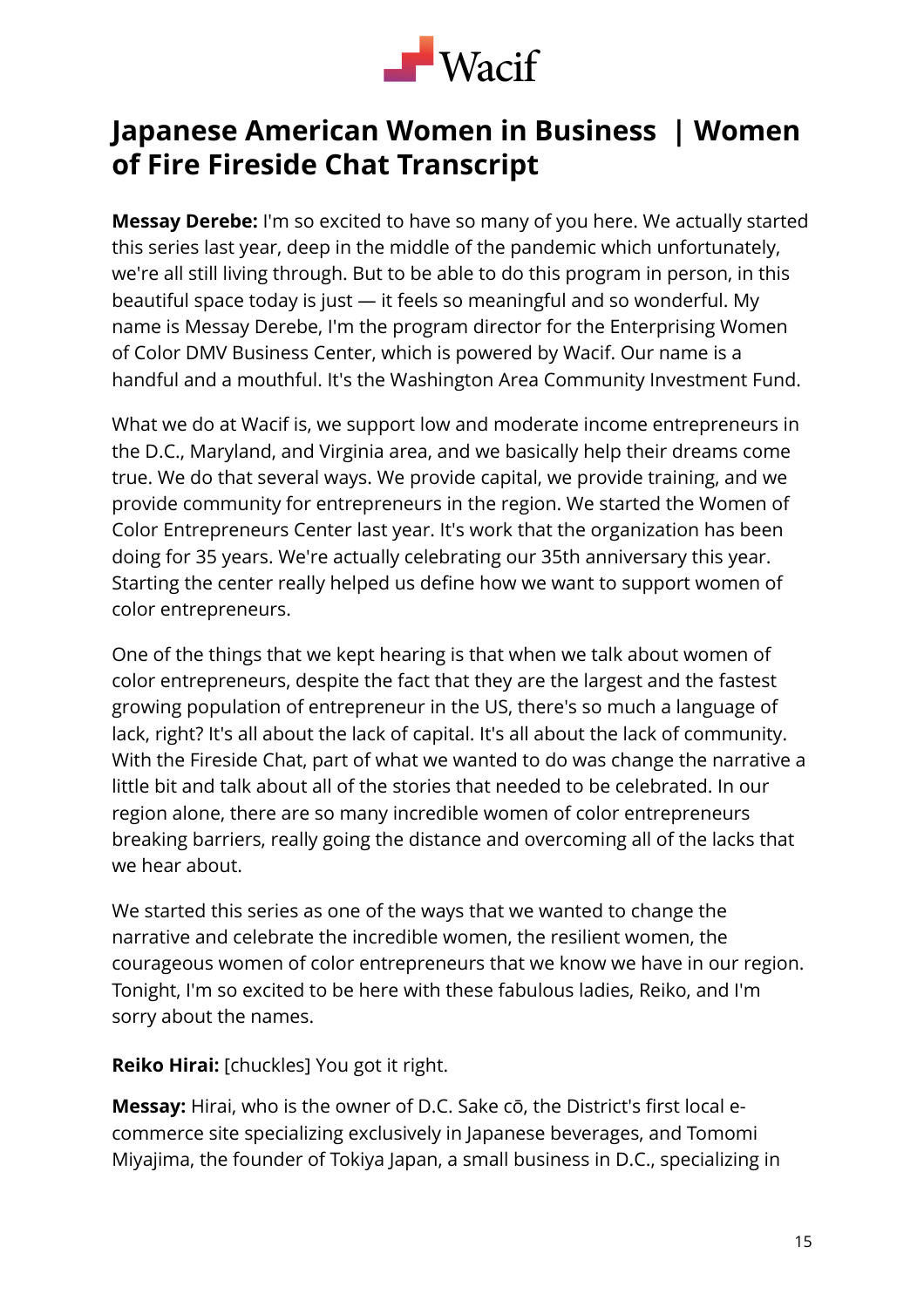# Japanese American Women in Business | Women of Fire Fireside Chat Transcript

**Messay Derebe:** I'm so excited to have so many of you here. We actually started this series last year, deep in the middle of the pandemic which unfortunately, we're all still living through. But to be able to do this program in person, in this beautiful space today is just — it feels so meaningful and so wonderful. My name is Messay Derebe, I'm the program director for the Enterprising Women of Color DMV Business Center, which is powered by Wacif. Our name is a handful and a mouthful. It's the Washington Area Community Investment Fund.

What we do at Wacif is, we support low and moderate income entrepreneurs in the D.C., Maryland, and Virginia area, and we basically help their dreams come true. We do that several ways. We provide capital, we provide training, and we provide community for entrepreneurs in the region. We started the Women of Color Entrepreneurs Center last year. It's work that the organization has been doing for 35 years. We're actually celebrating our 35th anniversary this year. Starting the center really helped us define how we want to support women of color entrepreneurs.

One of the things that we kept hearing is that when we talk about women of color entrepreneurs, despite the fact that they are the largest and the fastest growing population of entrepreneur in the US, there's so much a language of lack, right? It's all about the lack of capital. It's all about the lack of community. With the Fireside Chat, part of what we wanted to do was change the narrative a little bit and talk about all of the stories that needed to be celebrated. In our region alone, there are so many incredible women of color entrepreneurs breaking barriers, really going the distance and overcoming all of the lacks that we hear about.

We started this series as one of the ways that we wanted to change the narrative and celebrate the incredible women, the resilient women, the courageous women of color entrepreneurs that we know we have in our region. Tonight, I'm so excited to be here with these fabulous ladies, Reiko, and I'm sorry about the names.

**Reiko Hirai:** [chuckles] You got it right.

**Messay:** Hirai, who is the owner of D.C. Sake cō, the District's first local e-commerce site specializing exclusively in Japanese beverages, and Tomomi Miyajima, the founder of Tokiya Japan, a small business in D.C., specializing in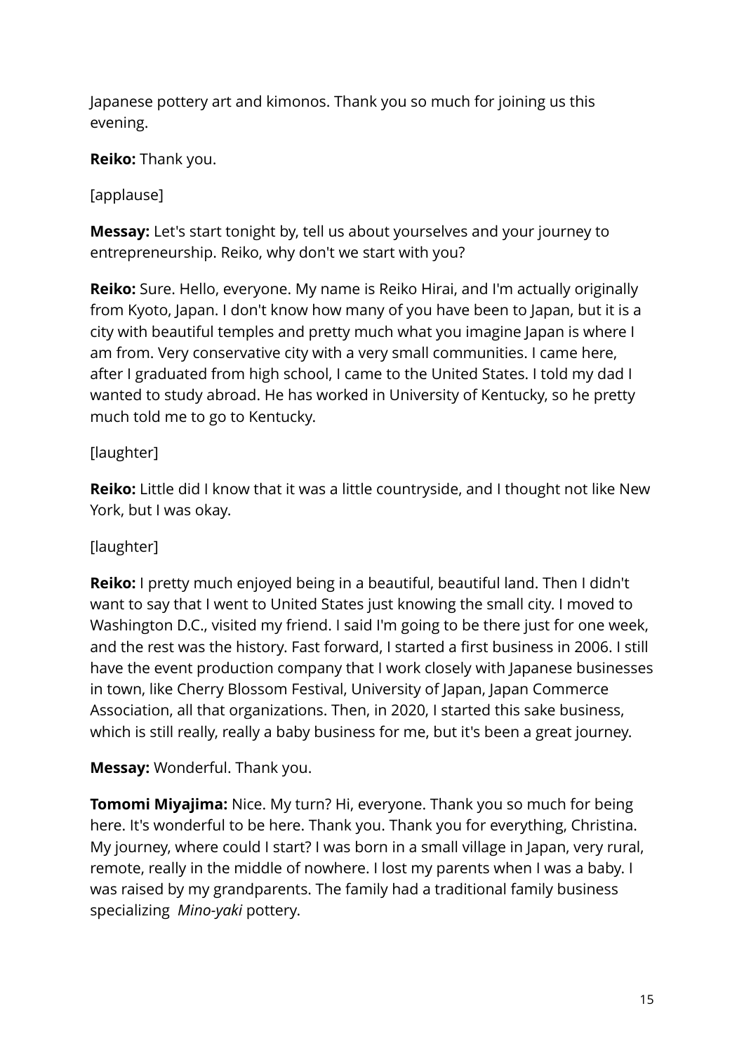Japanese pottery art and kimonos. Thank you so much for joining us this evening.

**Reiko:** Thank you.

[applause]

**Messay:** Let's start tonight by, tell us about yourselves and your journey to entrepreneurship. Reiko, why don't we start with you?

**Reiko:** Sure. Hello, everyone. My name is Reiko Hirai, and I'm actually originally from Kyoto, Japan. I don't know how many of you have been to Japan, but it is a city with beautiful temples and pretty much what you imagine Japan is where I am from. Very conservative city with a very small communities. I came here, after I graduated from high school, I came to the United States. I told my dad I wanted to study abroad. He has worked in University of Kentucky, so he pretty much told me to go to Kentucky.

[laughter]

**Reiko:** Little did I know that it was a little countryside, and I thought not like New York, but I was okay.

[laughter]

**Reiko:** I pretty much enjoyed being in a beautiful, beautiful land. Then I didn't want to say that I went to United States just knowing the small city. I moved to Washington D.C., visited my friend. I said I'm going to be there just for one week, and the rest was the history. Fast forward, I started a first business in 2006. I still have the event production company that I work closely with Japanese businesses in town, like Cherry Blossom Festival, University of Japan, Japan Commerce Association, all that organizations. Then, in 2020, I started this sake business, which is still really, really a baby business for me, but it's been a great journey.

**Messay:** Wonderful. Thank you.

**Tomomi Miyajima:** Nice. My turn? Hi, everyone. Thank you so much for being here. It's wonderful to be here. Thank you. Thank you for everything, Christina. My journey, where could I start? I was born in a small village in Japan, very rural, remote, really in the middle of nowhere. I lost my parents when I was a baby. I was raised by my grandparents. The family had a traditional family business specializing *Mino-yaki* pottery.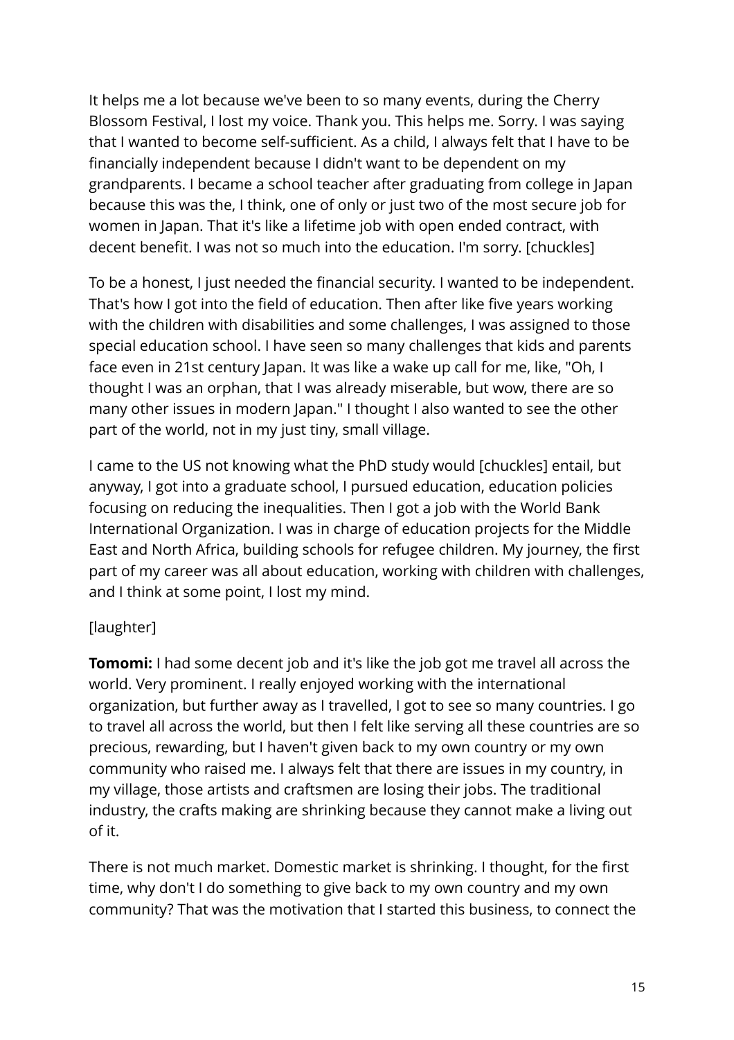It helps me a lot because we've been to so many events, during the Cherry Blossom Festival, I lost my voice. Thank you. This helps me. Sorry. I was saying that I wanted to become self-sufficient. As a child, I always felt that I have to be financially independent because I didn't want to be dependent on my grandparents. I became a school teacher after graduating from college in Japan because this was the, I think, one of only or just two of the most secure job for women in Japan. That it's like a lifetime job with open ended contract, with decent benefit. I was not so much into the education. I'm sorry. [chuckles]

To be a honest, I just needed the financial security. I wanted to be independent. That's how I got into the field of education. Then after like five years working with the children with disabilities and some challenges, I was assigned to those special education school. I have seen so many challenges that kids and parents face even in 21st century Japan. It was like a wake up call for me, like, "Oh, I thought I was an orphan, that I was already miserable, but wow, there are so many other issues in modern Japan." I thought I also wanted to see the other part of the world, not in my just tiny, small village.

I came to the US not knowing what the PhD study would [chuckles] entail, but anyway, I got into a graduate school, I pursued education, education policies focusing on reducing the inequalities. Then I got a job with the World Bank International Organization. I was in charge of education projects for the Middle East and North Africa, building schools for refugee children. My journey, the first part of my career was all about education, working with children with challenges, and I think at some point, I lost my mind.

[laughter]

**Tomomi:** I had some decent job and it's like the job got me travel all across the world. Very prominent. I really enjoyed working with the international organization, but further away as I travelled, I got to see so many countries. I go to travel all across the world, but then I felt like serving all these countries are so precious, rewarding, but I haven't given back to my own country or my own community who raised me. I always felt that there are issues in my country, in my village, those artists and craftsmen are losing their jobs. The traditional industry, the crafts making are shrinking because they cannot make a living out of it.

There is not much market. Domestic market is shrinking. I thought, for the first time, why don't I do something to give back to my own country and my own community? That was the motivation that I started this business, to connect the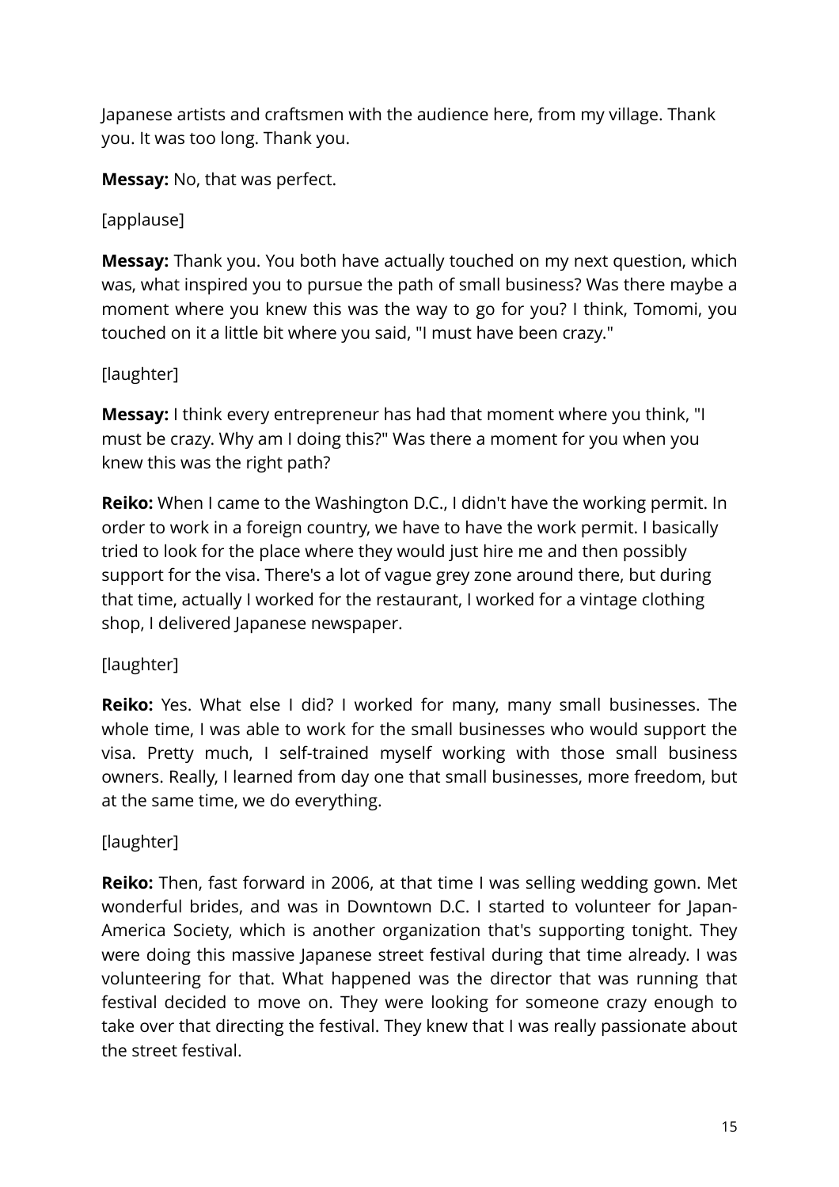Japanese artists and craftsmen with the audience here, from my village. Thank you. It was too long. Thank you.

**Messay:** No, that was perfect.

[applause]

**Messay:** Thank you. You both have actually touched on my next question, which was, what inspired you to pursue the path of small business? Was there maybe a moment where you knew this was the way to go for you? I think, Tomomi, you touched on it a little bit where you said, "I must have been crazy."

[laughter]

**Messay:** I think every entrepreneur has had that moment where you think, "I must be crazy. Why am I doing this?" Was there a moment for you when you knew this was the right path?

**Reiko:** When I came to the Washington D.C., I didn't have the working permit. In order to work in a foreign country, we have to have the work permit. I basically tried to look for the place where they would just hire me and then possibly support for the visa. There's a lot of vague grey zone around there, but during that time, actually I worked for the restaurant, I worked for a vintage clothing shop, I delivered Japanese newspaper.

[laughter]

**Reiko:** Yes. What else I did? I worked for many, many small businesses. The whole time, I was able to work for the small businesses who would support the visa. Pretty much, I self-trained myself working with those small business owners. Really, I learned from day one that small businesses, more freedom, but at the same time, we do everything.

[laughter]

**Reiko:** Then, fast forward in 2006, at that time I was selling wedding gown. Met wonderful brides, and was in Downtown D.C. I started to volunteer for Japan-America Society, which is another organization that's supporting tonight. They were doing this massive Japanese street festival during that time already. I was volunteering for that. What happened was the director that was running that festival decided to move on. They were looking for someone crazy enough to take over that directing the festival. They knew that I was really passionate about the street festival.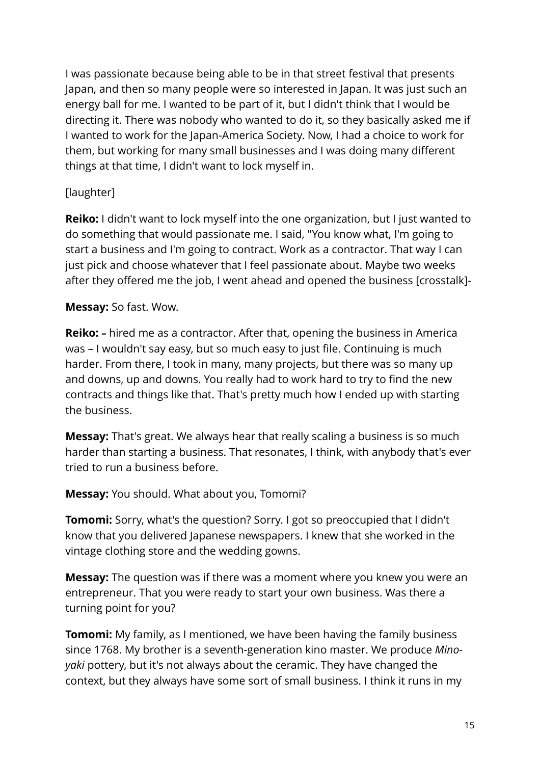I was passionate because being able to be in that street festival that presents Japan, and then so many people were so interested in Japan. It was just such an energy ball for me. I wanted to be part of it, but I didn't think that I would be directing it. There was nobody who wanted to do it, so they basically asked me if I wanted to work for the Japan-America Society. Now, I had a choice to work for them, but working for many small businesses and I was doing many different things at that time, I didn't want to lock myself in.

[laughter]

**Reiko:** I didn't want to lock myself into the one organization, but I just wanted to do something that would passionate me. I said, "You know what, I'm going to start a business and I'm going to contract. Work as a contractor. That way I can just pick and choose whatever that I feel passionate about. Maybe two weeks after they offered me the job, I went ahead and opened the business [crosstalk]-

**Messay:** So fast. Wow.

**Reiko:** – hired me as a contractor. After that, opening the business in America was – I wouldn't say easy, but so much easy to just file. Continuing is much harder. From there, I took in many, many projects, but there was so many up and downs, up and downs. You really had to work hard to try to find the new contracts and things like that. That's pretty much how I ended up with starting the business.

**Messay:** That's great. We always hear that really scaling a business is so much harder than starting a business. That resonates, I think, with anybody that's ever tried to run a business before.

**Messay:** You should. What about you, Tomomi?

**Tomomi:** Sorry, what's the question? Sorry. I got so preoccupied that I didn't know that you delivered Japanese newspapers. I knew that she worked in the vintage clothing store and the wedding gowns.

**Messay:** The question was if there was a moment where you knew you were an entrepreneur. That you were ready to start your own business. Was there a turning point for you?

**Tomomi:** My family, as I mentioned, we have been having the family business since 1768. My brother is a seventh-generation kino master. We produce *Mino-yaki* pottery, but it's not always about the ceramic. They have changed the context, but they always have some sort of small business. I think it runs in my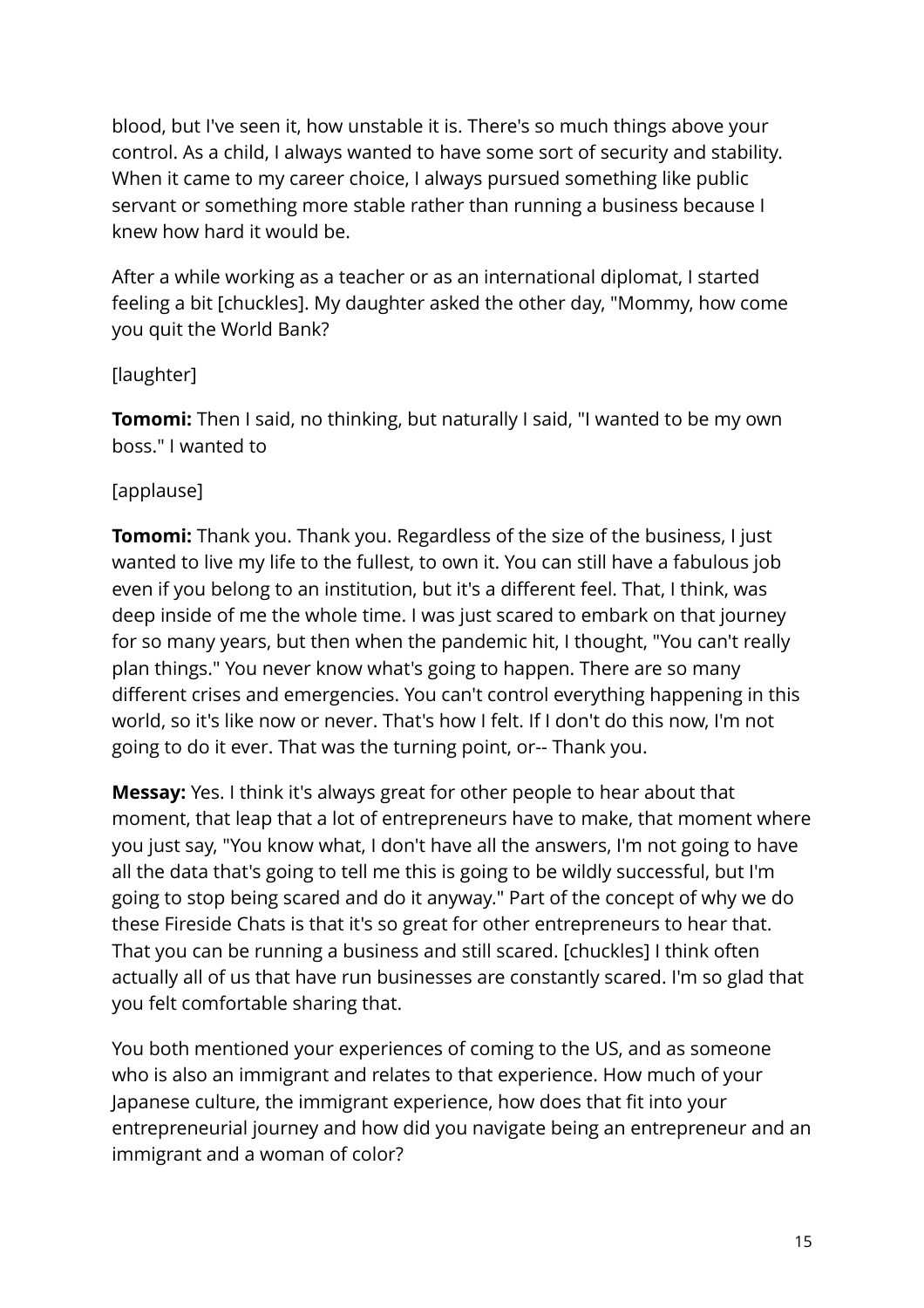blood, but I've seen it, how unstable it is. There's so much things above your control. As a child, I always wanted to have some sort of security and stability. When it came to my career choice, I always pursued something like public servant or something more stable rather than running a business because I knew how hard it would be.

After a while working as a teacher or as an international diplomat, I started feeling a bit [chuckles]. My daughter asked the other day, "Mommy, how come you quit the World Bank?

[laughter]

**Tomomi:** Then I said, no thinking, but naturally I said, "I wanted to be my own boss." I wanted to

[applause]

**Tomomi:** Thank you. Thank you. Regardless of the size of the business, I just wanted to live my life to the fullest, to own it. You can still have a fabulous job even if you belong to an institution, but it's a different feel. That, I think, was deep inside of me the whole time. I was just scared to embark on that journey for so many years, but then when the pandemic hit, I thought, "You can't really plan things." You never know what's going to happen. There are so many different crises and emergencies. You can't control everything happening in this world, so it's like now or never. That's how I felt. If I don't do this now, I'm not going to do it ever. That was the turning point, or-- Thank you.

**Messay:** Yes. I think it's always great for other people to hear about that moment, that leap that a lot of entrepreneurs have to make, that moment where you just say, "You know what, I don't have all the answers, I'm not going to have all the data that's going to tell me this is going to be wildly successful, but I'm going to stop being scared and do it anyway." Part of the concept of why we do these Fireside Chats is that it's so great for other entrepreneurs to hear that. That you can be running a business and still scared. [chuckles] I think often actually all of us that have run businesses are constantly scared. I'm so glad that you felt comfortable sharing that.

You both mentioned your experiences of coming to the US, and as someone who is also an immigrant and relates to that experience. How much of your Japanese culture, the immigrant experience, how does that fit into your entrepreneurial journey and how did you navigate being an entrepreneur and an immigrant and a woman of color?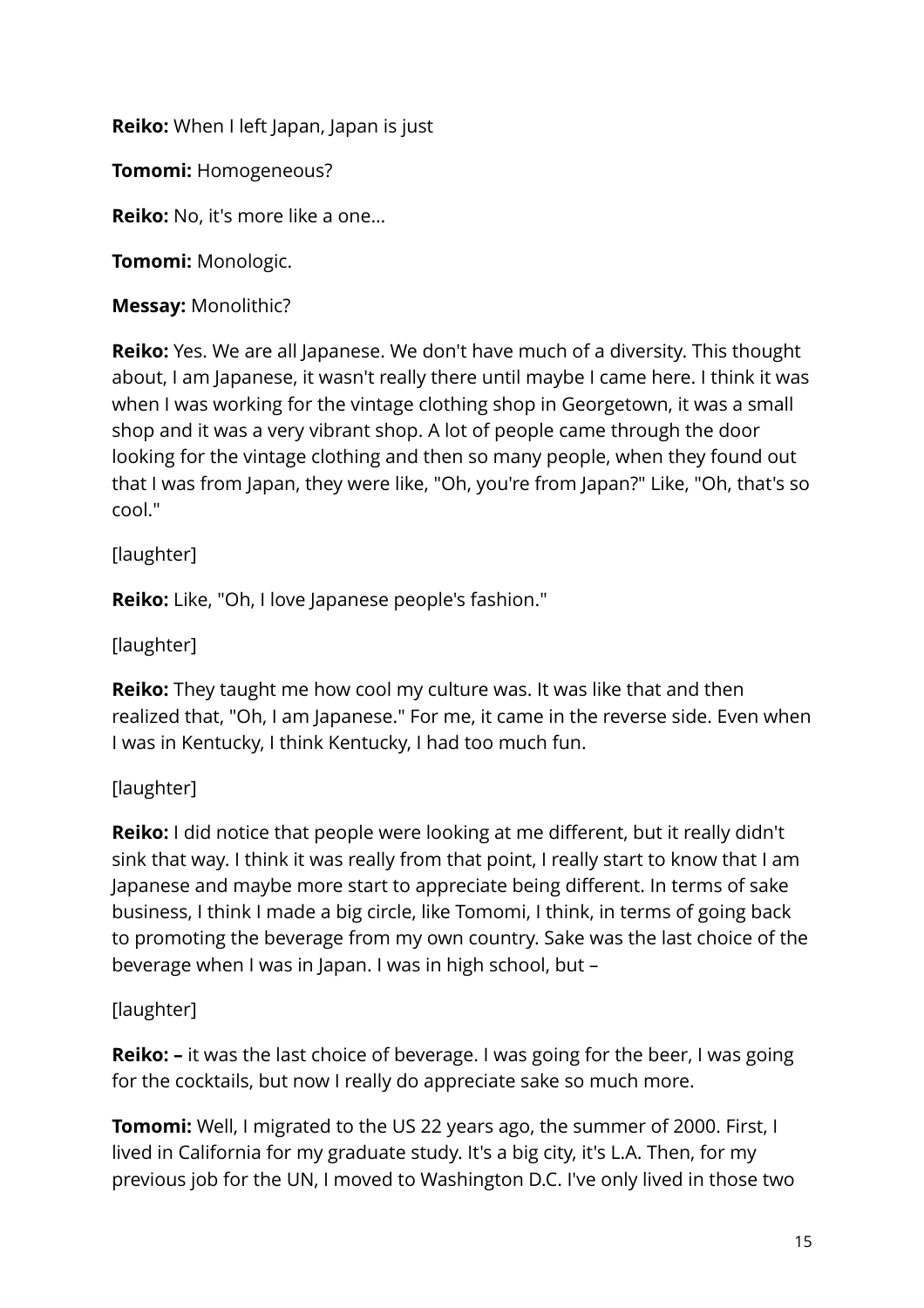**Reiko:** When I left Japan, Japan is just

**Tomomi:** Homogeneous?

**Reiko:** No, it's more like a one...

**Tomomi:** Monologic.

**Messay:** Monolithic?

**Reiko:** Yes. We are all Japanese. We don't have much of a diversity. This thought about, I am Japanese, it wasn't really there until maybe I came here. I think it was when I was working for the vintage clothing shop in Georgetown, it was a small shop and it was a very vibrant shop. A lot of people came through the door looking for the vintage clothing and then so many people, when they found out that I was from Japan, they were like, "Oh, you're from Japan?" Like, "Oh, that's so cool."

[laughter]

**Reiko:** Like, "Oh, I love Japanese people's fashion."

[laughter]

**Reiko:** They taught me how cool my culture was. It was like that and then realized that, "Oh, I am Japanese." For me, it came in the reverse side. Even when I was in Kentucky, I think Kentucky, I had too much fun.

[laughter]

**Reiko:** I did notice that people were looking at me different, but it really didn't sink that way. I think it was really from that point, I really start to know that I am Japanese and maybe more start to appreciate being different. In terms of sake business, I think I made a big circle, like Tomomi, I think, in terms of going back to promoting the beverage from my own country. Sake was the last choice of the beverage when I was in Japan. I was in high school, but –

[laughter]

**Reiko: –** it was the last choice of beverage. I was going for the beer, I was going for the cocktails, but now I really do appreciate sake so much more.

**Tomomi:** Well, I migrated to the US 22 years ago, the summer of 2000. First, I lived in California for my graduate study. It's a big city, it's L.A. Then, for my previous job for the UN, I moved to Washington D.C. I've only lived in those two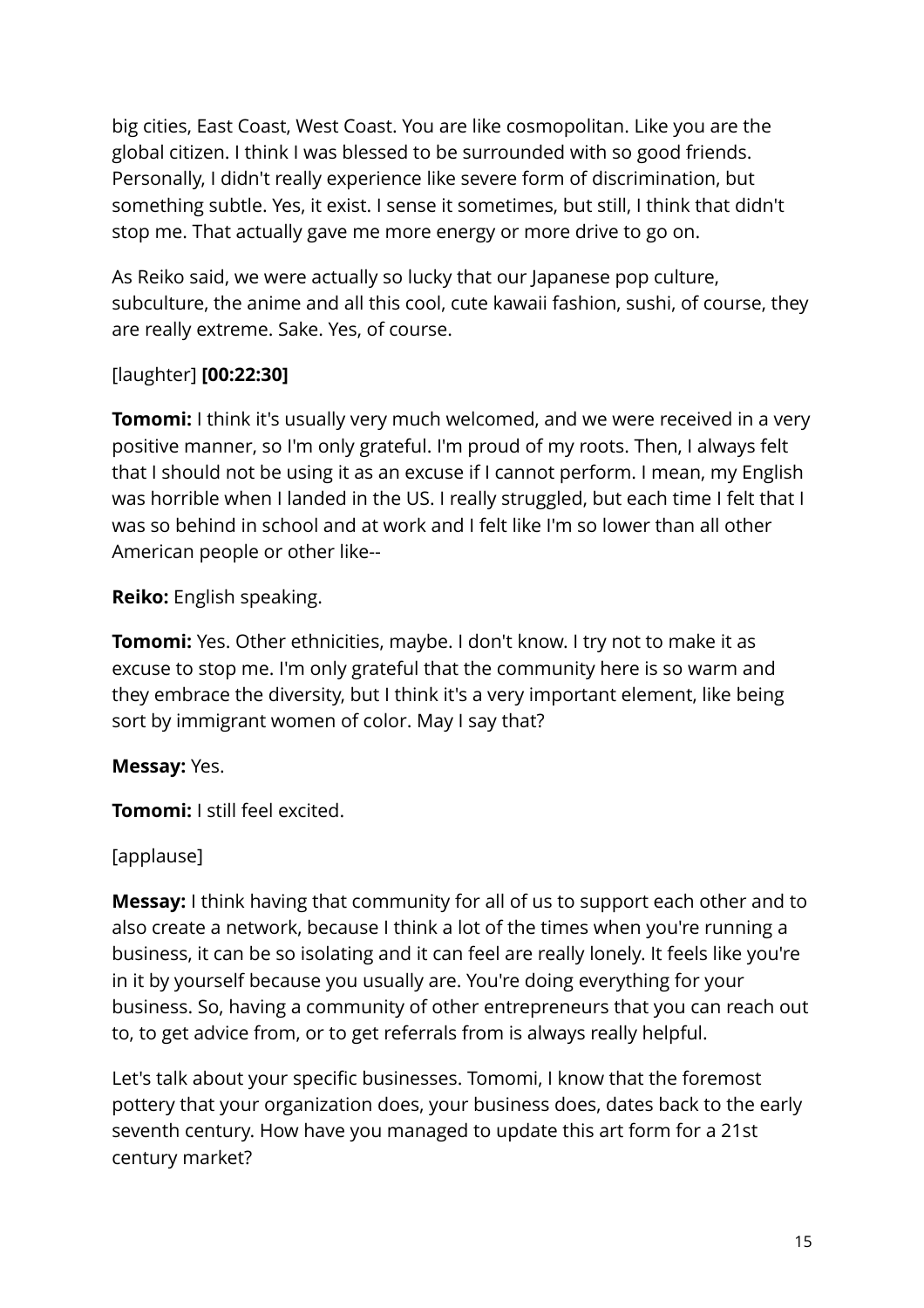big cities, East Coast, West Coast. You are like cosmopolitan. Like you are the global citizen. I think I was blessed to be surrounded with so good friends. Personally, I didn't really experience like severe form of discrimination, but something subtle. Yes, it exist. I sense it sometimes, but still, I think that didn't stop me. That actually gave me more energy or more drive to go on.

As Reiko said, we were actually so lucky that our Japanese pop culture, subculture, the anime and all this cool, cute kawaii fashion, sushi, of course, they are really extreme. Sake. Yes, of course.

[laughter] **[00:22:30]**

**Tomomi:** I think it's usually very much welcomed, and we were received in a very positive manner, so I'm only grateful. I'm proud of my roots. Then, I always felt that I should not be using it as an excuse if I cannot perform. I mean, my English was horrible when I landed in the US. I really struggled, but each time I felt that I was so behind in school and at work and I felt like I'm so lower than all other American people or other like--

**Reiko:** English speaking.

**Tomomi:** Yes. Other ethnicities, maybe. I don't know. I try not to make it as excuse to stop me. I'm only grateful that the community here is so warm and they embrace the diversity, but I think it's a very important element, like being sort by immigrant women of color. May I say that?

**Messay:** Yes.

**Tomomi:** I still feel excited.

[applause]

**Messay:** I think having that community for all of us to support each other and to also create a network, because I think a lot of the times when you're running a business, it can be so isolating and it can feel are really lonely. It feels like you're in it by yourself because you usually are. You're doing everything for your business. So, having a community of other entrepreneurs that you can reach out to, to get advice from, or to get referrals from is always really helpful.

Let's talk about your specific businesses. Tomomi, I know that the foremost pottery that your organization does, your business does, dates back to the early seventh century. How have you managed to update this art form for a 21st century market?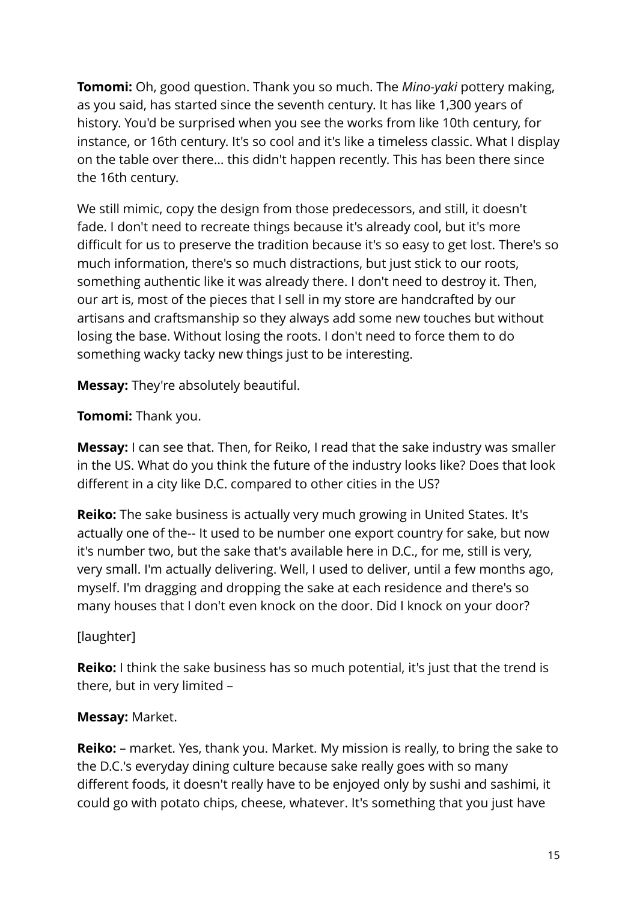**Tomomi:** Oh, good question. Thank you so much. The *Mino-yaki* pottery making, as you said, has started since the seventh century. It has like 1,300 years of history. You'd be surprised when you see the works from like 10th century, for instance, or 16th century. It's so cool and it's like a timeless classic. What I display on the table over there... this didn't happen recently. This has been there since the 16th century.

We still mimic, copy the design from those predecessors, and still, it doesn't fade. I don't need to recreate things because it's already cool, but it's more difficult for us to preserve the tradition because it's so easy to get lost. There's so much information, there's so much distractions, but just stick to our roots, something authentic like it was already there. I don't need to destroy it. Then, our art is, most of the pieces that I sell in my store are handcrafted by our artisans and craftsmanship so they always add some new touches but without losing the base. Without losing the roots. I don't need to force them to do something wacky tacky new things just to be interesting.

**Messay:** They're absolutely beautiful.

**Tomomi:** Thank you.

**Messay:** I can see that. Then, for Reiko, I read that the sake industry was smaller in the US. What do you think the future of the industry looks like? Does that look different in a city like D.C. compared to other cities in the US?

**Reiko:** The sake business is actually very much growing in United States. It's actually one of the-- It used to be number one export country for sake, but now it's number two, but the sake that's available here in D.C., for me, still is very, very small. I'm actually delivering. Well, I used to deliver, until a few months ago, myself. I'm dragging and dropping the sake at each residence and there's so many houses that I don't even knock on the door. Did I knock on your door?

[laughter]

**Reiko:** I think the sake business has so much potential, it's just that the trend is there, but in very limited –

**Messay:** Market.

**Reiko:** – market. Yes, thank you. Market. My mission is really, to bring the sake to the D.C.'s everyday dining culture because sake really goes with so many different foods, it doesn't really have to be enjoyed only by sushi and sashimi, it could go with potato chips, cheese, whatever. It's something that you just have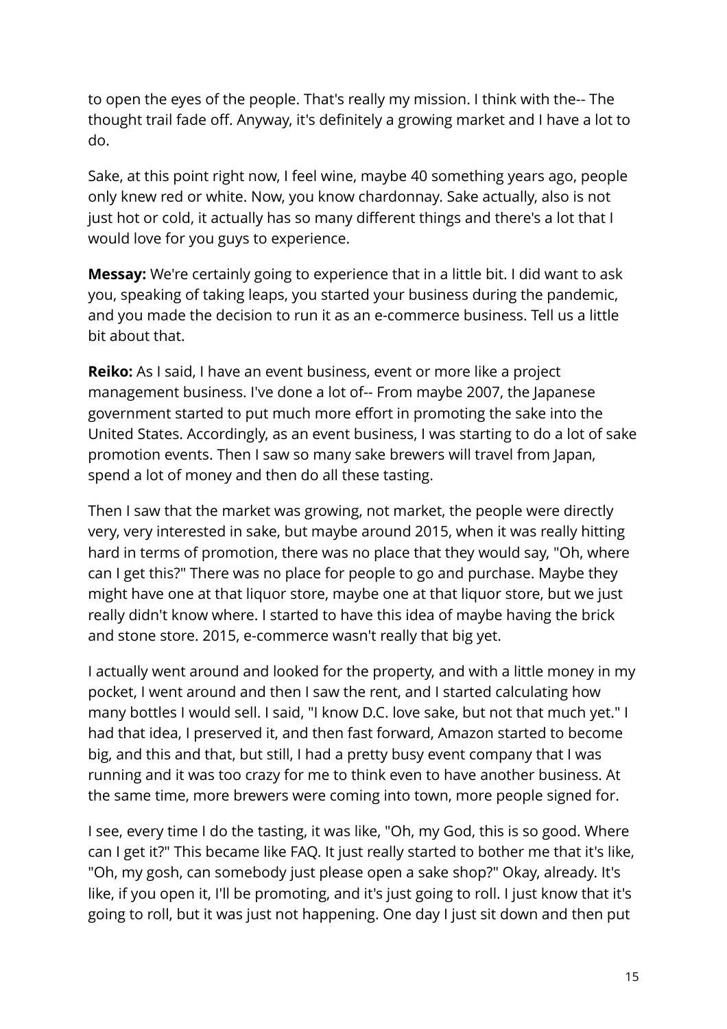to open the eyes of the people. That's really my mission. I think with the-- The thought trail fade off. Anyway, it's definitely a growing market and I have a lot to do.

Sake, at this point right now, I feel wine, maybe 40 something years ago, people only knew red or white. Now, you know chardonnay. Sake actually, also is not just hot or cold, it actually has so many different things and there's a lot that I would love for you guys to experience.

**Messay:** We're certainly going to experience that in a little bit. I did want to ask you, speaking of taking leaps, you started your business during the pandemic, and you made the decision to run it as an e-commerce business. Tell us a little bit about that.

**Reiko:** As I said, I have an event business, event or more like a project management business. I've done a lot of-- From maybe 2007, the Japanese government started to put much more effort in promoting the sake into the United States. Accordingly, as an event business, I was starting to do a lot of sake promotion events. Then I saw so many sake brewers will travel from Japan, spend a lot of money and then do all these tasting.

Then I saw that the market was growing, not market, the people were directly very, very interested in sake, but maybe around 2015, when it was really hitting hard in terms of promotion, there was no place that they would say, "Oh, where can I get this?" There was no place for people to go and purchase. Maybe they might have one at that liquor store, maybe one at that liquor store, but we just really didn't know where. I started to have this idea of maybe having the brick and stone store. 2015, e-commerce wasn't really that big yet.

I actually went around and looked for the property, and with a little money in my pocket, I went around and then I saw the rent, and I started calculating how many bottles I would sell. I said, "I know D.C. love sake, but not that much yet." I had that idea, I preserved it, and then fast forward, Amazon started to become big, and this and that, but still, I had a pretty busy event company that I was running and it was too crazy for me to think even to have another business. At the same time, more brewers were coming into town, more people signed for.

I see, every time I do the tasting, it was like, "Oh, my God, this is so good. Where can I get it?" This became like FAQ. It just really started to bother me that it's like, "Oh, my gosh, can somebody just please open a sake shop?" Okay, already. It's like, if you open it, I'll be promoting, and it's just going to roll. I just know that it's going to roll, but it was just not happening. One day I just sit down and then put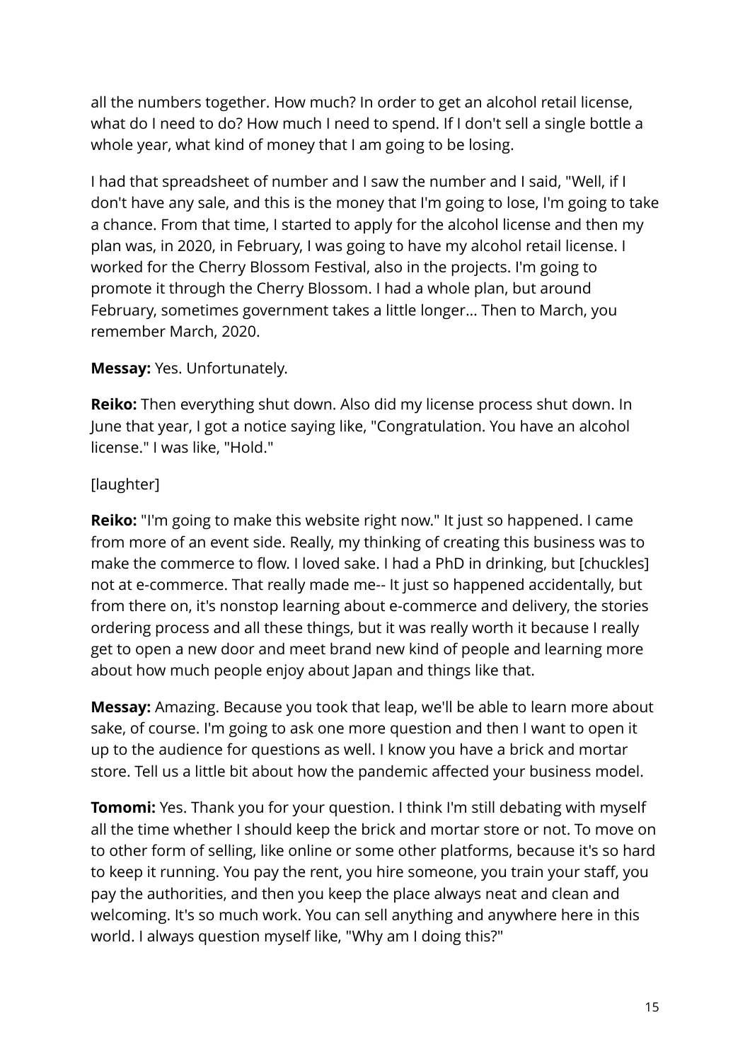all the numbers together. How much? In order to get an alcohol retail license, what do I need to do? How much I need to spend. If I don't sell a single bottle a whole year, what kind of money that I am going to be losing.

I had that spreadsheet of number and I saw the number and I said, "Well, if I don't have any sale, and this is the money that I'm going to lose, I'm going to take a chance. From that time, I started to apply for the alcohol license and then my plan was, in 2020, in February, I was going to have my alcohol retail license. I worked for the Cherry Blossom Festival, also in the projects. I'm going to promote it through the Cherry Blossom. I had a whole plan, but around February, sometimes government takes a little longer... Then to March, you remember March, 2020.

**Messay:** Yes. Unfortunately.

**Reiko:** Then everything shut down. Also did my license process shut down. In June that year, I got a notice saying like, "Congratulation. You have an alcohol license." I was like, "Hold."

[laughter]

**Reiko:** "I'm going to make this website right now." It just so happened. I came from more of an event side. Really, my thinking of creating this business was to make the commerce to flow. I loved sake. I had a PhD in drinking, but [chuckles] not at e-commerce. That really made me-- It just so happened accidentally, but from there on, it's nonstop learning about e-commerce and delivery, the stories ordering process and all these things, but it was really worth it because I really get to open a new door and meet brand new kind of people and learning more about how much people enjoy about Japan and things like that.

**Messay:** Amazing. Because you took that leap, we'll be able to learn more about sake, of course. I'm going to ask one more question and then I want to open it up to the audience for questions as well. I know you have a brick and mortar store. Tell us a little bit about how the pandemic affected your business model.

**Tomomi:** Yes. Thank you for your question. I think I'm still debating with myself all the time whether I should keep the brick and mortar store or not. To move on to other form of selling, like online or some other platforms, because it's so hard to keep it running. You pay the rent, you hire someone, you train your staff, you pay the authorities, and then you keep the place always neat and clean and welcoming. It's so much work. You can sell anything and anywhere here in this world. I always question myself like, "Why am I doing this?"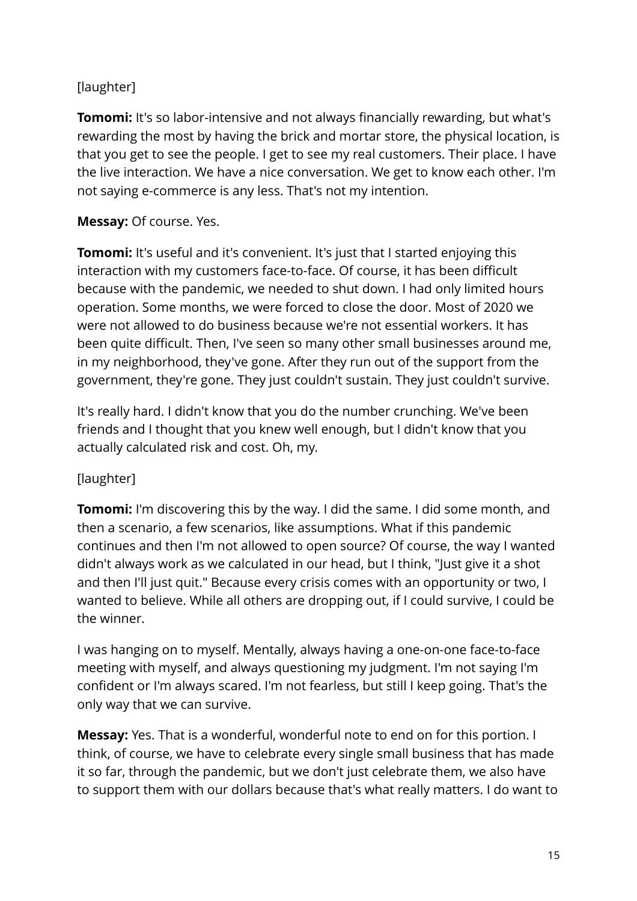[laughter]

**Tomomi:** It's so labor-intensive and not always financially rewarding, but what's rewarding the most by having the brick and mortar store, the physical location, is that you get to see the people. I get to see my real customers. Their place. I have the live interaction. We have a nice conversation. We get to know each other. I'm not saying e-commerce is any less. That's not my intention.

**Messay:** Of course. Yes.

**Tomomi:** It's useful and it's convenient. It's just that I started enjoying this interaction with my customers face-to-face. Of course, it has been difficult because with the pandemic, we needed to shut down. I had only limited hours operation. Some months, we were forced to close the door. Most of 2020 we were not allowed to do business because we're not essential workers. It has been quite difficult. Then, I've seen so many other small businesses around me, in my neighborhood, they've gone. After they run out of the support from the government, they're gone. They just couldn't sustain. They just couldn't survive.

It's really hard. I didn't know that you do the number crunching. We've been friends and I thought that you knew well enough, but I didn't know that you actually calculated risk and cost. Oh, my.

[laughter]

**Tomomi:** I'm discovering this by the way. I did the same. I did some month, and then a scenario, a few scenarios, like assumptions. What if this pandemic continues and then I'm not allowed to open source? Of course, the way I wanted didn't always work as we calculated in our head, but I think, "Just give it a shot and then I'll just quit." Because every crisis comes with an opportunity or two, I wanted to believe. While all others are dropping out, if I could survive, I could be the winner.

I was hanging on to myself. Mentally, always having a one-on-one face-to-face meeting with myself, and always questioning my judgment. I'm not saying I'm confident or I'm always scared. I'm not fearless, but still I keep going. That's the only way that we can survive.

**Messay:** Yes. That is a wonderful, wonderful note to end on for this portion. I think, of course, we have to celebrate every single small business that has made it so far, through the pandemic, but we don't just celebrate them, we also have to support them with our dollars because that's what really matters. I do want to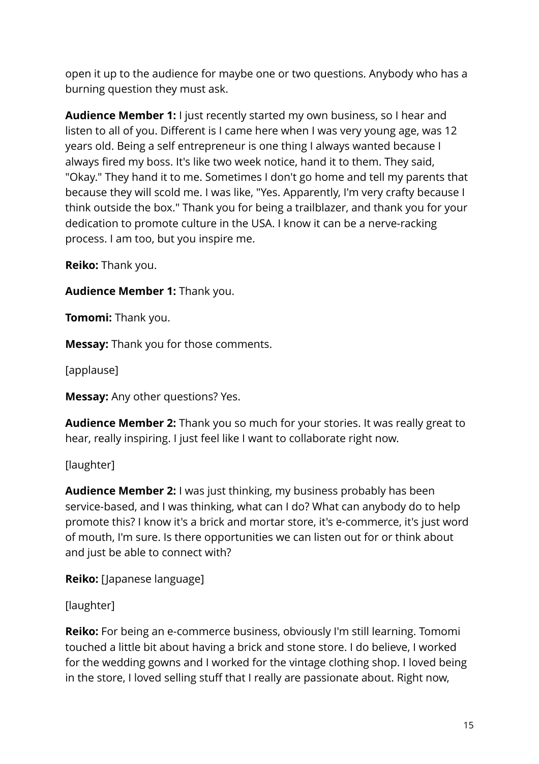open it up to the audience for maybe one or two questions. Anybody who has a burning question they must ask.

**Audience Member 1:** I just recently started my own business, so I hear and listen to all of you. Different is I came here when I was very young age, was 12 years old. Being a self entrepreneur is one thing I always wanted because I always fired my boss. It's like two week notice, hand it to them. They said, "Okay." They hand it to me. Sometimes I don't go home and tell my parents that because they will scold me. I was like, "Yes. Apparently, I'm very crafty because I think outside the box." Thank you for being a trailblazer, and thank you for your dedication to promote culture in the USA. I know it can be a nerve-racking process. I am too, but you inspire me.

**Reiko:** Thank you.

**Audience Member 1:** Thank you.

**Tomomi:** Thank you.

**Messay:** Thank you for those comments.

[applause]

**Messay:** Any other questions? Yes.

**Audience Member 2:** Thank you so much for your stories. It was really great to hear, really inspiring. I just feel like I want to collaborate right now.

[laughter]

**Audience Member 2:** I was just thinking, my business probably has been service-based, and I was thinking, what can I do? What can anybody do to help promote this? I know it's a brick and mortar store, it's e-commerce, it's just word of mouth, I'm sure. Is there opportunities we can listen out for or think about and just be able to connect with?

**Reiko:** [Japanese language]

[laughter]

**Reiko:** For being an e-commerce business, obviously I'm still learning. Tomomi touched a little bit about having a brick and stone store. I do believe, I worked for the wedding gowns and I worked for the vintage clothing shop. I loved being in the store, I loved selling stuff that I really are passionate about. Right now,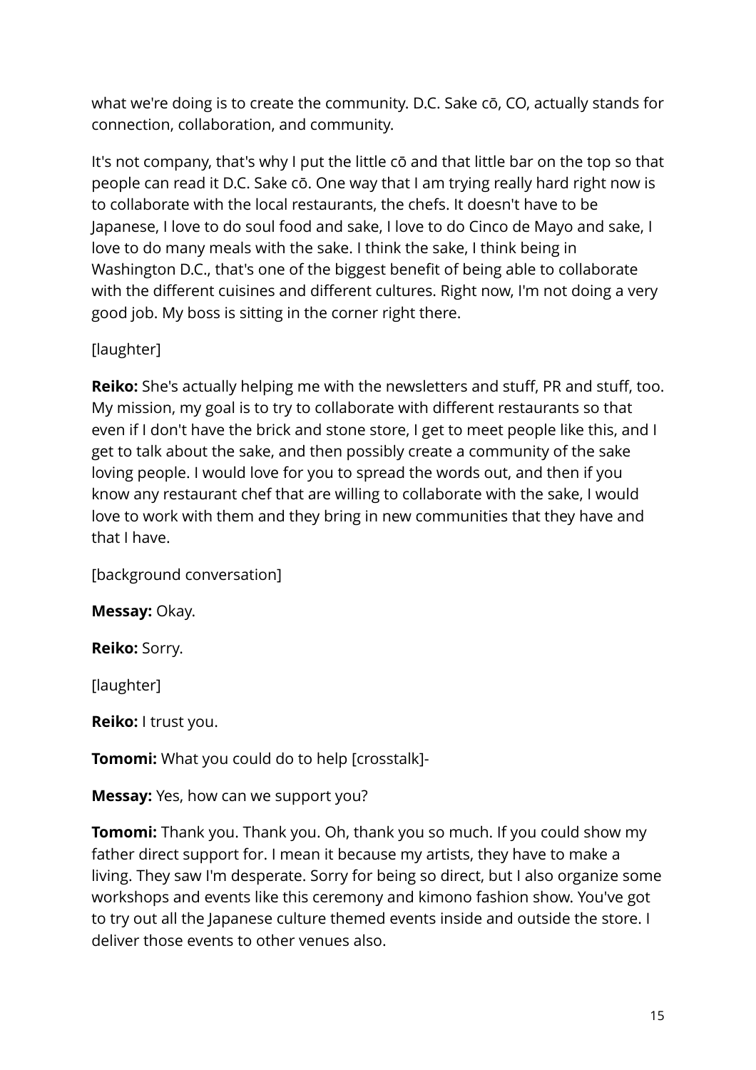what we're doing is to create the community. D.C. Sake cō, CO, actually stands for connection, collaboration, and community.

It's not company, that's why I put the little cō and that little bar on the top so that people can read it D.C. Sake cō. One way that I am trying really hard right now is to collaborate with the local restaurants, the chefs. It doesn't have to be Japanese, I love to do soul food and sake, I love to do Cinco de Mayo and sake, I love to do many meals with the sake. I think the sake, I think being in Washington D.C., that's one of the biggest benefit of being able to collaborate with the different cuisines and different cultures. Right now, I'm not doing a very good job. My boss is sitting in the corner right there.

[laughter]

**Reiko:** She's actually helping me with the newsletters and stuff, PR and stuff, too. My mission, my goal is to try to collaborate with different restaurants so that even if I don't have the brick and stone store, I get to meet people like this, and I get to talk about the sake, and then possibly create a community of the sake loving people. I would love for you to spread the words out, and then if you know any restaurant chef that are willing to collaborate with the sake, I would love to work with them and they bring in new communities that they have and that I have.

[background conversation]

**Messay:** Okay.

**Reiko:** Sorry.

[laughter]

**Reiko:** I trust you.

**Tomomi:** What you could do to help [crosstalk]-

**Messay:** Yes, how can we support you?

**Tomomi:** Thank you. Thank you. Oh, thank you so much. If you could show my father direct support for. I mean it because my artists, they have to make a living. They saw I'm desperate. Sorry for being so direct, but I also organize some workshops and events like this ceremony and kimono fashion show. You've got to try out all the Japanese culture themed events inside and outside the store. I deliver those events to other venues also.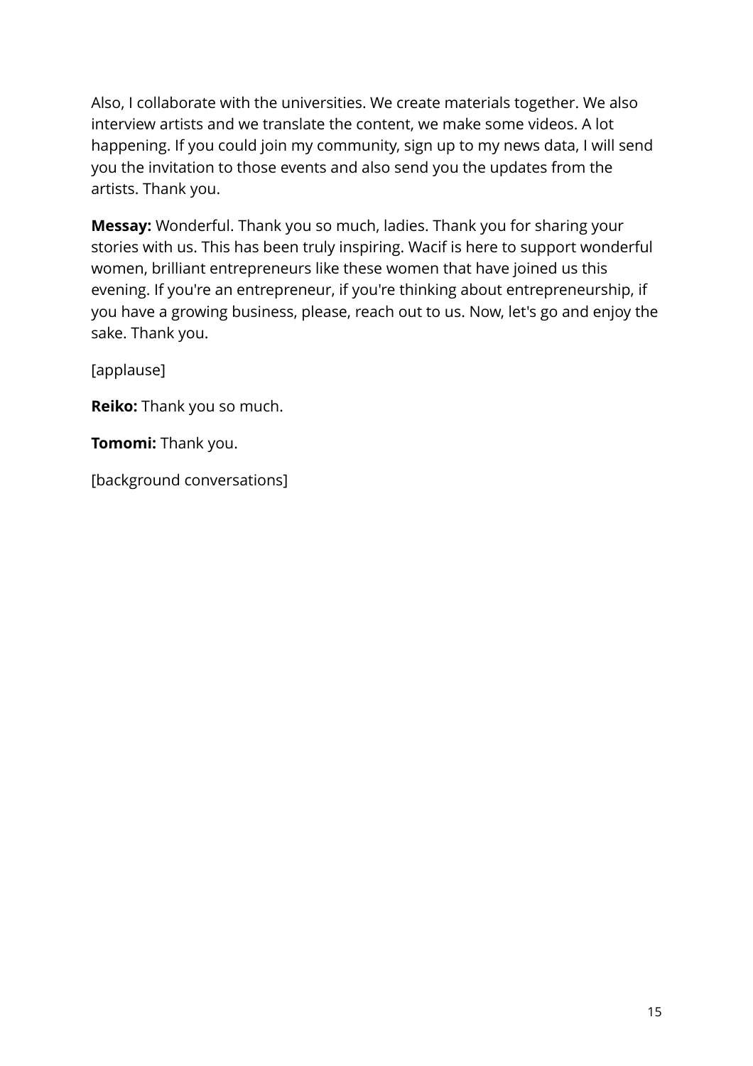Also, I collaborate with the universities. We create materials together. We also interview artists and we translate the content, we make some videos. A lot happening. If you could join my community, sign up to my news data, I will send you the invitation to those events and also send you the updates from the artists. Thank you.

**Messay:** Wonderful. Thank you so much, ladies. Thank you for sharing your stories with us. This has been truly inspiring. Wacif is here to support wonderful women, brilliant entrepreneurs like these women that have joined us this evening. If you're an entrepreneur, if you're thinking about entrepreneurship, if you have a growing business, please, reach out to us. Now, let's go and enjoy the sake. Thank you.

[applause]

**Reiko:** Thank you so much.

**Tomomi:** Thank you.

[background conversations]